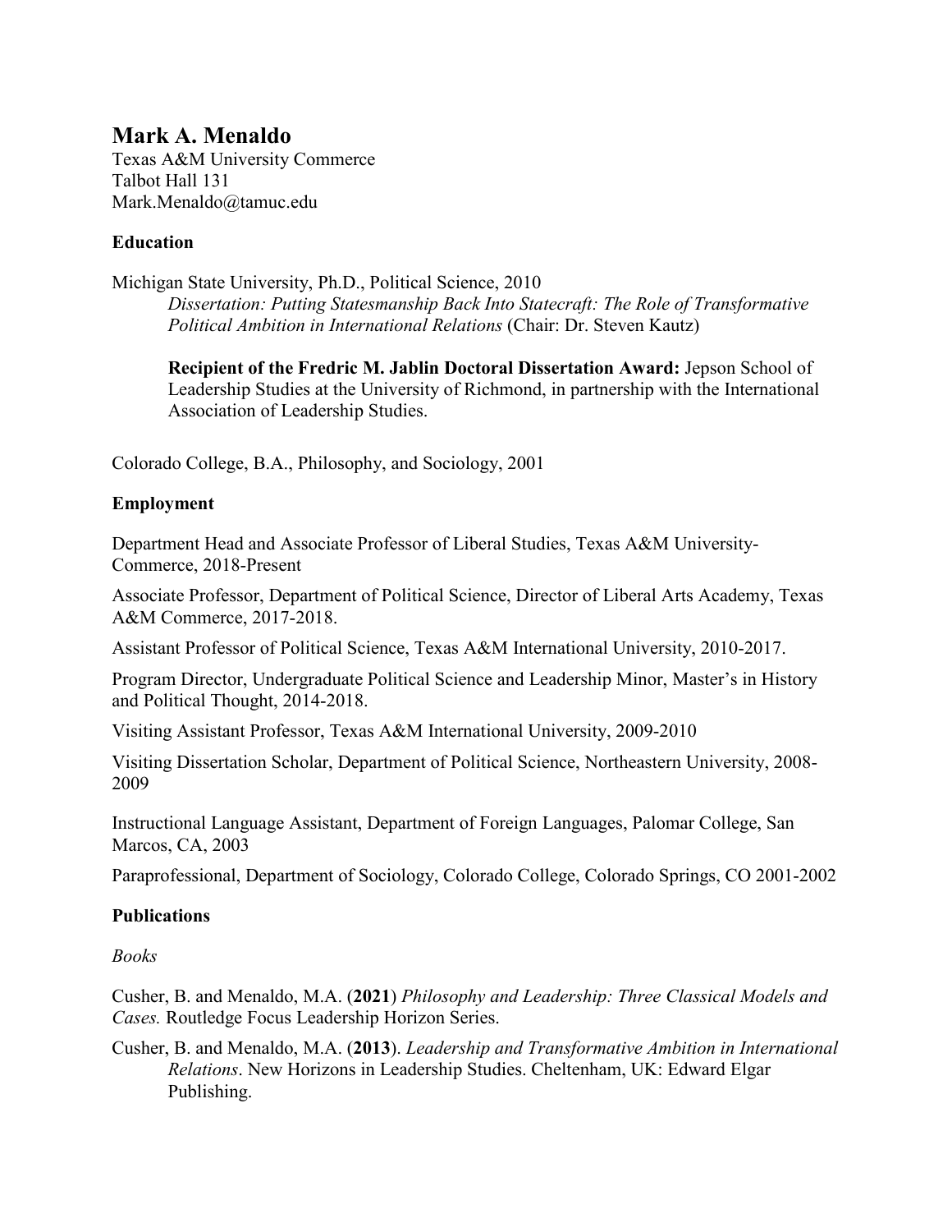# Mark A. Menaldo

Texas A&M University Commerce
Talbot Hall 131
Mark.Menaldo@tamuc.edu

## Education

Michigan State University, Ph.D., Political Science, 2010

> *Dissertation: Putting Statesmanship Back Into Statecraft: The Role of Transformative Political Ambition in International Relations* (Chair: Dr. Steven Kautz)
>
> **Recipient of the Fredric M. Jablin Doctoral Dissertation Award:** Jepson School of Leadership Studies at the University of Richmond, in partnership with the International Association of Leadership Studies.

Colorado College, B.A., Philosophy, and Sociology, 2001

## Employment

Department Head and Associate Professor of Liberal Studies, Texas A&M University-Commerce, 2018-Present

Associate Professor, Department of Political Science, Director of Liberal Arts Academy, Texas A&M Commerce, 2017-2018.

Assistant Professor of Political Science, Texas A&M International University, 2010-2017.

Program Director, Undergraduate Political Science and Leadership Minor, Master's in History and Political Thought, 2014-2018.

Visiting Assistant Professor, Texas A&M International University, 2009-2010

Visiting Dissertation Scholar, Department of Political Science, Northeastern University, 2008-2009

Instructional Language Assistant, Department of Foreign Languages, Palomar College, San Marcos, CA, 2003

Paraprofessional, Department of Sociology, Colorado College, Colorado Springs, CO 2001-2002

## Publications

*Books*

Cusher, B. and Menaldo, M.A. (**2021**) *Philosophy and Leadership: Three Classical Models and Cases.* Routledge Focus Leadership Horizon Series.

Cusher, B. and Menaldo, M.A. (**2013**). *Leadership and Transformative Ambition in International Relations*. New Horizons in Leadership Studies. Cheltenham, UK: Edward Elgar Publishing.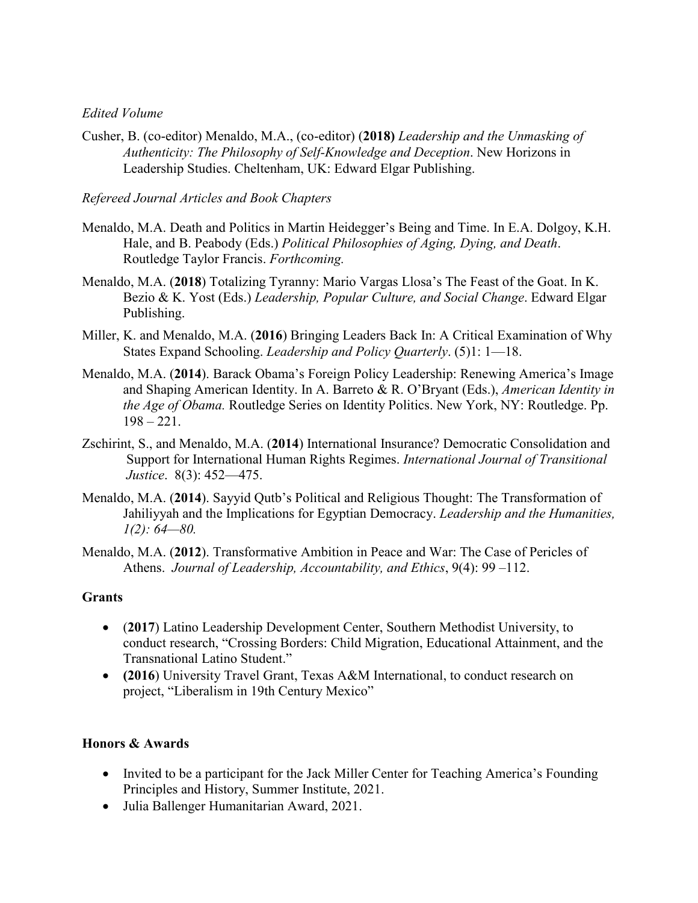*Edited Volume*

Cusher, B. (co-editor) Menaldo, M.A., (co-editor) (**2018)** *Leadership and the Unmasking of Authenticity: The Philosophy of Self-Knowledge and Deception*. New Horizons in Leadership Studies. Cheltenham, UK: Edward Elgar Publishing.

*Refereed Journal Articles and Book Chapters*

Menaldo, M.A. Death and Politics in Martin Heidegger's Being and Time. In E.A. Dolgoy, K.H. Hale, and B. Peabody (Eds.) *Political Philosophies of Aging, Dying, and Death*. Routledge Taylor Francis. *Forthcoming.*

Menaldo, M.A. (**2018**) Totalizing Tyranny: Mario Vargas Llosa's The Feast of the Goat. In K. Bezio & K. Yost (Eds.) *Leadership, Popular Culture, and Social Change*. Edward Elgar Publishing.

Miller, K. and Menaldo, M.A. (**2016**) Bringing Leaders Back In: A Critical Examination of Why States Expand Schooling. *Leadership and Policy Quarterly*. (5)1: 1—18.

Menaldo, M.A. (**2014**). Barack Obama's Foreign Policy Leadership: Renewing America's Image and Shaping American Identity. In A. Barreto & R. O'Bryant (Eds.), *American Identity in the Age of Obama.* Routledge Series on Identity Politics. New York, NY: Routledge. Pp. 198 – 221.

Zschirint, S., and Menaldo, M.A. (**2014**) International Insurance? Democratic Consolidation and Support for International Human Rights Regimes. *International Journal of Transitional Justice*. 8(3): 452—475.

Menaldo, M.A. (**2014**). Sayyid Qutb's Political and Religious Thought: The Transformation of Jahiliyyah and the Implications for Egyptian Democracy. *Leadership and the Humanities, 1(2): 64—80.*

Menaldo, M.A. (**2012**). Transformative Ambition in Peace and War: The Case of Pericles of Athens. *Journal of Leadership, Accountability, and Ethics*, 9(4): 99 –112.

## Grants

- (**2017**) Latino Leadership Development Center, Southern Methodist University, to conduct research, "Crossing Borders: Child Migration, Educational Attainment, and the Transnational Latino Student."
- **(2016**) University Travel Grant, Texas A&M International, to conduct research on project, "Liberalism in 19th Century Mexico"

## Honors & Awards

- Invited to be a participant for the Jack Miller Center for Teaching America's Founding Principles and History, Summer Institute, 2021.
- Julia Ballenger Humanitarian Award, 2021.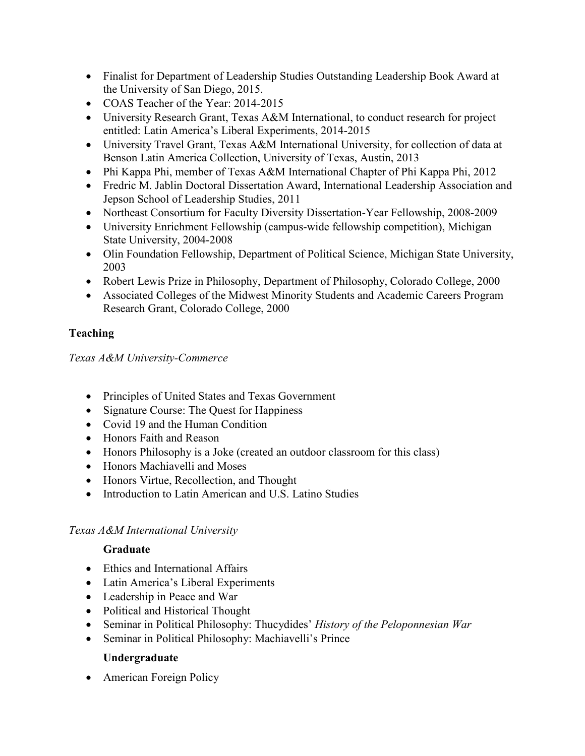- Finalist for Department of Leadership Studies Outstanding Leadership Book Award at the University of San Diego, 2015.
- COAS Teacher of the Year: 2014-2015
- University Research Grant, Texas A&M International, to conduct research for project entitled: Latin America's Liberal Experiments, 2014-2015
- University Travel Grant, Texas A&M International University, for collection of data at Benson Latin America Collection, University of Texas, Austin, 2013
- Phi Kappa Phi, member of Texas A&M International Chapter of Phi Kappa Phi, 2012
- Fredric M. Jablin Doctoral Dissertation Award, International Leadership Association and Jepson School of Leadership Studies, 2011
- Northeast Consortium for Faculty Diversity Dissertation-Year Fellowship, 2008-2009
- University Enrichment Fellowship (campus-wide fellowship competition), Michigan State University, 2004-2008
- Olin Foundation Fellowship, Department of Political Science, Michigan State University, 2003
- Robert Lewis Prize in Philosophy, Department of Philosophy, Colorado College, 2000
- Associated Colleges of the Midwest Minority Students and Academic Careers Program Research Grant, Colorado College, 2000

## Teaching

*Texas A&M University-Commerce*

- Principles of United States and Texas Government
- Signature Course: The Quest for Happiness
- Covid 19 and the Human Condition
- Honors Faith and Reason
- Honors Philosophy is a Joke (created an outdoor classroom for this class)
- Honors Machiavelli and Moses
- Honors Virtue, Recollection, and Thought
- Introduction to Latin American and U.S. Latino Studies

*Texas A&M International University*

**Graduate**

- Ethics and International Affairs
- Latin America's Liberal Experiments
- Leadership in Peace and War
- Political and Historical Thought
- Seminar in Political Philosophy: Thucydides' *History of the Peloponnesian War*
- Seminar in Political Philosophy: Machiavelli's Prince

**Undergraduate**

- American Foreign Policy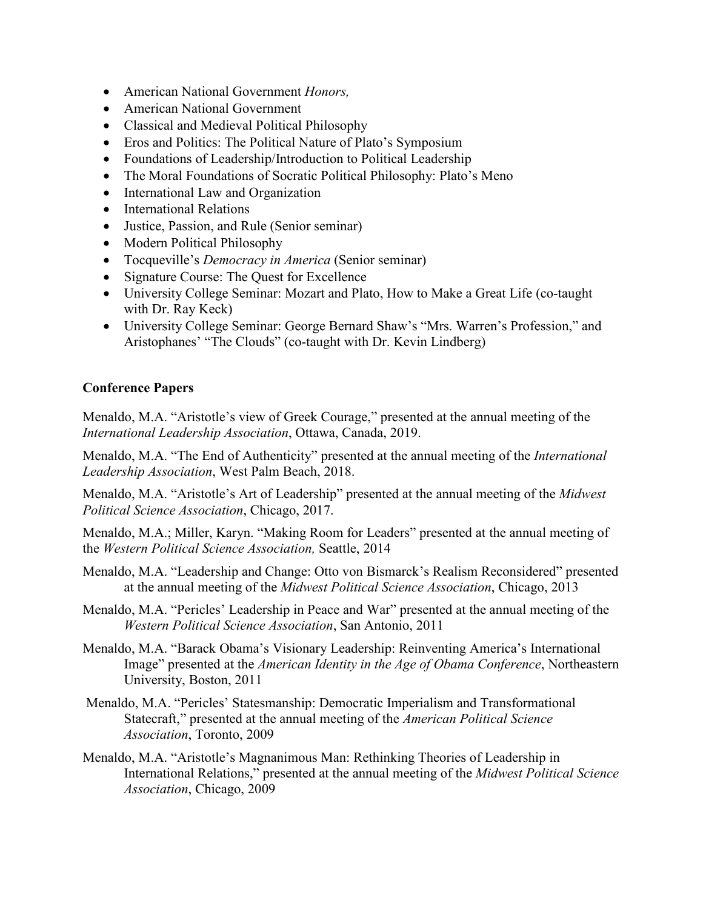- American National Government *Honors,*
- American National Government
- Classical and Medieval Political Philosophy
- Eros and Politics: The Political Nature of Plato's Symposium
- Foundations of Leadership/Introduction to Political Leadership
- The Moral Foundations of Socratic Political Philosophy: Plato's Meno
- International Law and Organization
- International Relations
- Justice, Passion, and Rule (Senior seminar)
- Modern Political Philosophy
- Tocqueville's *Democracy in America* (Senior seminar)
- Signature Course: The Quest for Excellence
- University College Seminar: Mozart and Plato, How to Make a Great Life (co-taught with Dr. Ray Keck)
- University College Seminar: George Bernard Shaw's "Mrs. Warren's Profession," and Aristophanes' "The Clouds" (co-taught with Dr. Kevin Lindberg)

**Conference Papers**

Menaldo, M.A. "Aristotle's view of Greek Courage," presented at the annual meeting of the *International Leadership Association*, Ottawa, Canada, 2019.

Menaldo, M.A. "The End of Authenticity" presented at the annual meeting of the *International Leadership Association*, West Palm Beach, 2018.

Menaldo, M.A. "Aristotle's Art of Leadership" presented at the annual meeting of the *Midwest Political Science Association*, Chicago, 2017.

Menaldo, M.A.; Miller, Karyn. "Making Room for Leaders" presented at the annual meeting of the *Western Political Science Association,* Seattle, 2014

Menaldo, M.A. "Leadership and Change: Otto von Bismarck's Realism Reconsidered" presented at the annual meeting of the *Midwest Political Science Association*, Chicago, 2013

Menaldo, M.A. "Pericles' Leadership in Peace and War" presented at the annual meeting of the *Western Political Science Association*, San Antonio, 2011

Menaldo, M.A. "Barack Obama's Visionary Leadership: Reinventing America's International Image" presented at the *American Identity in the Age of Obama Conference*, Northeastern University, Boston, 2011

Menaldo, M.A. "Pericles' Statesmanship: Democratic Imperialism and Transformational Statecraft," presented at the annual meeting of the *American Political Science Association*, Toronto, 2009

Menaldo, M.A. "Aristotle's Magnanimous Man: Rethinking Theories of Leadership in International Relations," presented at the annual meeting of the *Midwest Political Science Association*, Chicago, 2009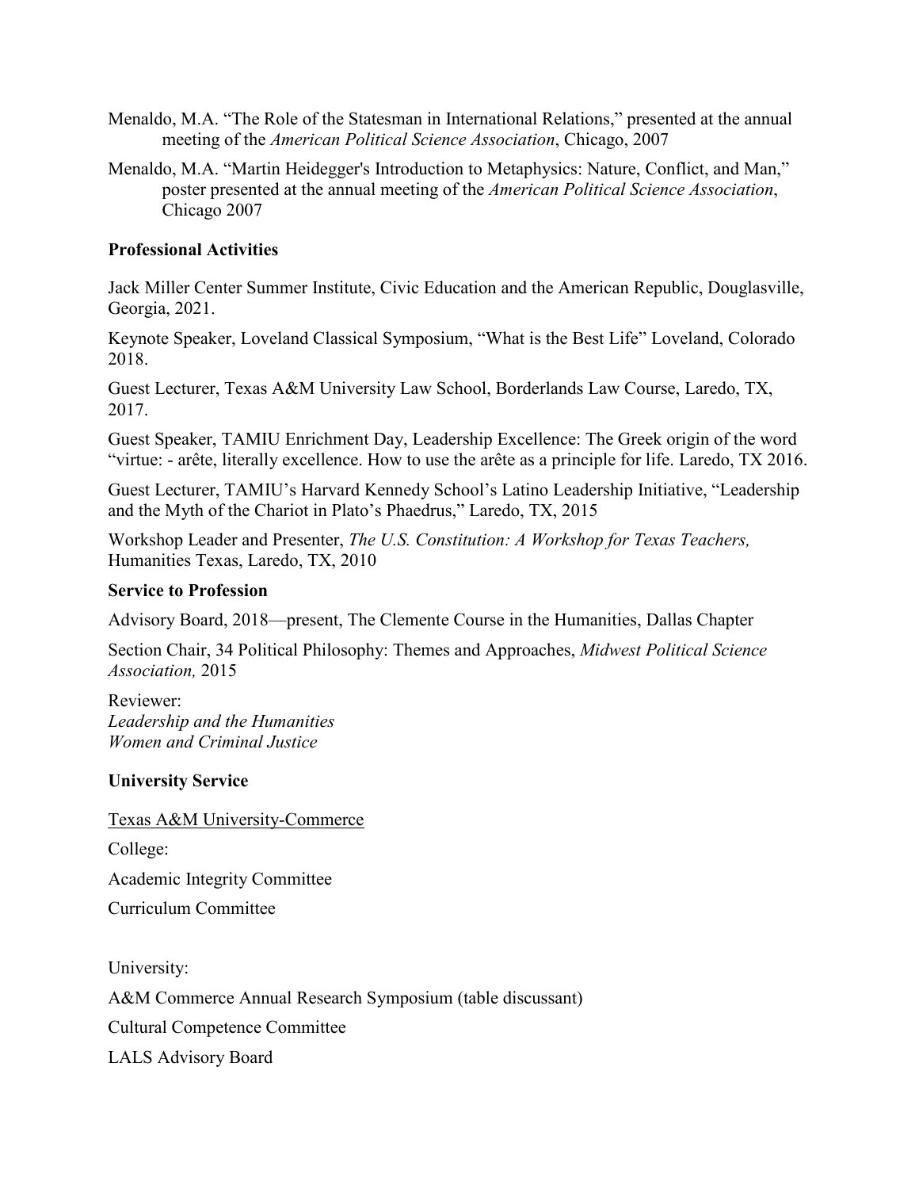Menaldo, M.A. “The Role of the Statesman in International Relations,” presented at the annual meeting of the *American Political Science Association*, Chicago, 2007

Menaldo, M.A. “Martin Heidegger's Introduction to Metaphysics: Nature, Conflict, and Man,” poster presented at the annual meeting of the *American Political Science Association*, Chicago 2007

**Professional Activities**

Jack Miller Center Summer Institute, Civic Education and the American Republic, Douglasville, Georgia, 2021.

Keynote Speaker, Loveland Classical Symposium, “What is the Best Life” Loveland, Colorado 2018.

Guest Lecturer, Texas A&M University Law School, Borderlands Law Course, Laredo, TX, 2017.

Guest Speaker, TAMIU Enrichment Day, Leadership Excellence: The Greek origin of the word “virtue: - arête, literally excellence. How to use the arête as a principle for life. Laredo, TX 2016.

Guest Lecturer, TAMIU’s Harvard Kennedy School’s Latino Leadership Initiative, “Leadership and the Myth of the Chariot in Plato’s Phaedrus,” Laredo, TX, 2015

Workshop Leader and Presenter, *The U.S. Constitution: A Workshop for Texas Teachers,* Humanities Texas, Laredo, TX, 2010

**Service to Profession**

Advisory Board, 2018—present, The Clemente Course in the Humanities, Dallas Chapter

Section Chair, 34 Political Philosophy: Themes and Approaches, *Midwest Political Science Association,* 2015

Reviewer:
*Leadership and the Humanities*
*Women and Criminal Justice*

**University Service**

Texas A&M University-Commerce

College:

Academic Integrity Committee

Curriculum Committee

University:

A&M Commerce Annual Research Symposium (table discussant)

Cultural Competence Committee

LALS Advisory Board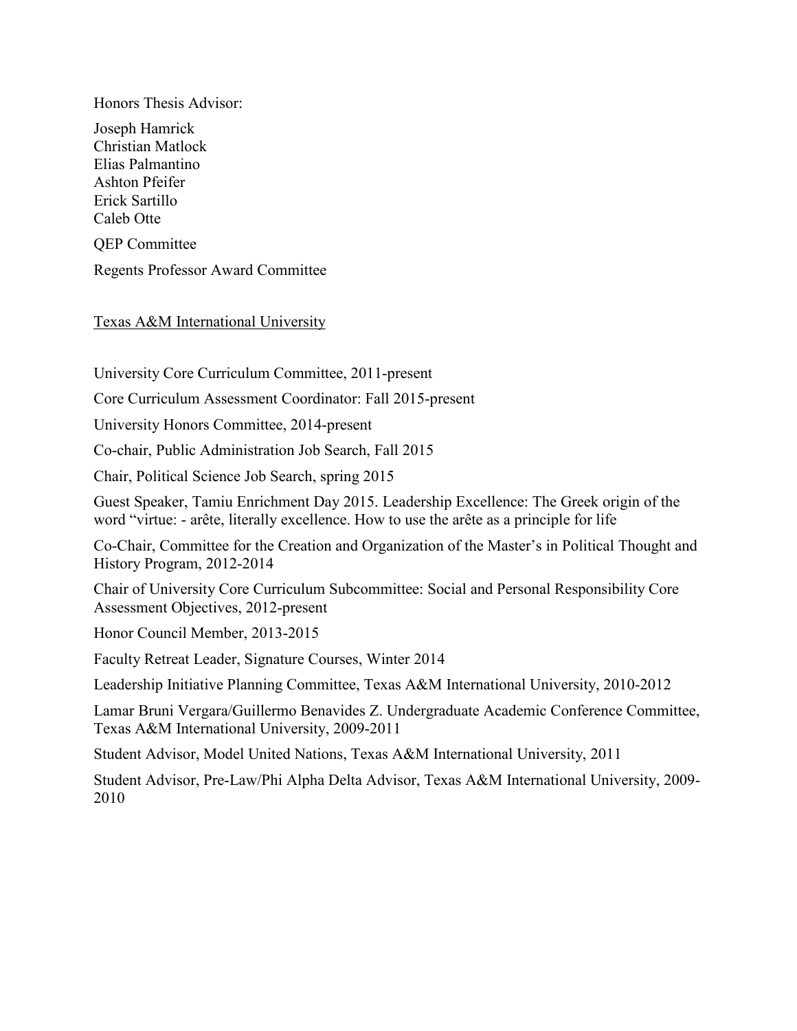Honors Thesis Advisor:

Joseph Hamrick
Christian Matlock
Elias Palmantino
Ashton Pfeifer
Erick Sartillo
Caleb Otte

QEP Committee

Regents Professor Award Committee

<u>Texas A&M International University</u>

University Core Curriculum Committee, 2011-present

Core Curriculum Assessment Coordinator: Fall 2015-present

University Honors Committee, 2014-present

Co-chair, Public Administration Job Search, Fall 2015

Chair, Political Science Job Search, spring 2015

Guest Speaker, Tamiu Enrichment Day 2015. Leadership Excellence: The Greek origin of the word "virtue: - arête, literally excellence. How to use the arête as a principle for life

Co-Chair, Committee for the Creation and Organization of the Master's in Political Thought and History Program, 2012-2014

Chair of University Core Curriculum Subcommittee: Social and Personal Responsibility Core Assessment Objectives, 2012-present

Honor Council Member, 2013-2015

Faculty Retreat Leader, Signature Courses, Winter 2014

Leadership Initiative Planning Committee, Texas A&M International University, 2010-2012

Lamar Bruni Vergara/Guillermo Benavides Z. Undergraduate Academic Conference Committee, Texas A&M International University, 2009-2011

Student Advisor, Model United Nations, Texas A&M International University, 2011

Student Advisor, Pre-Law/Phi Alpha Delta Advisor, Texas A&M International University, 2009-2010